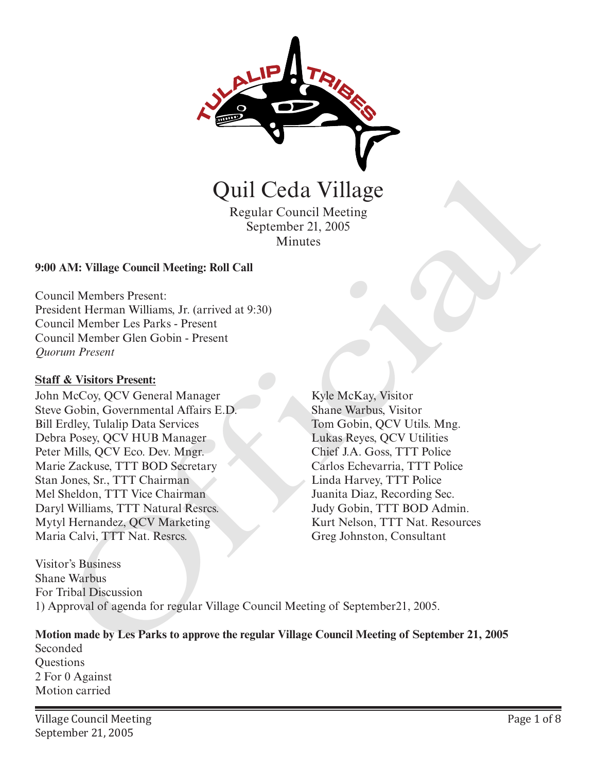# Quil Ceda Village

Regular Council Meeting
September 21, 2005
Minutes

**9:00 AM: Village Council Meeting: Roll Call**

Council Members Present:
President Herman Williams, Jr. (arrived at 9:30)
Council Member Les Parks - Present
Council Member Glen Gobin - Present
*Quorum Present*

**Staff & Visitors Present:**

John McCoy, QCV General Manager
Steve Gobin, Governmental Affairs E.D.
Bill Erdley, Tulalip Data Services
Debra Posey, QCV HUB Manager
Peter Mills, QCV Eco. Dev. Mngr.
Marie Zackuse, TTT BOD Secretary
Stan Jones, Sr., TTT Chairman
Mel Sheldon, TTT Vice Chairman
Daryl Williams, TTT Natural Resrcs.
Mytyl Hernandez, QCV Marketing
Maria Calvi, TTT Nat. Resrcs.
Kyle McKay, Visitor
Shane Warbus, Visitor
Tom Gobin, QCV Utils. Mng.
Lukas Reyes, QCV Utilities
Chief J.A. Goss, TTT Police
Carlos Echevarria, TTT Police
Linda Harvey, TTT Police
Juanita Diaz, Recording Sec.
Judy Gobin, TTT BOD Admin.
Kurt Nelson, TTT Nat. Resources
Greg Johnston, Consultant

Visitor's Business
Shane Warbus
For Tribal Discussion
1) Approval of agenda for regular Village Council Meeting of September21, 2005.

**Motion made by Les Parks to approve the regular Village Council Meeting of September 21, 2005**
Seconded
Questions
2 For 0 Against
Motion carried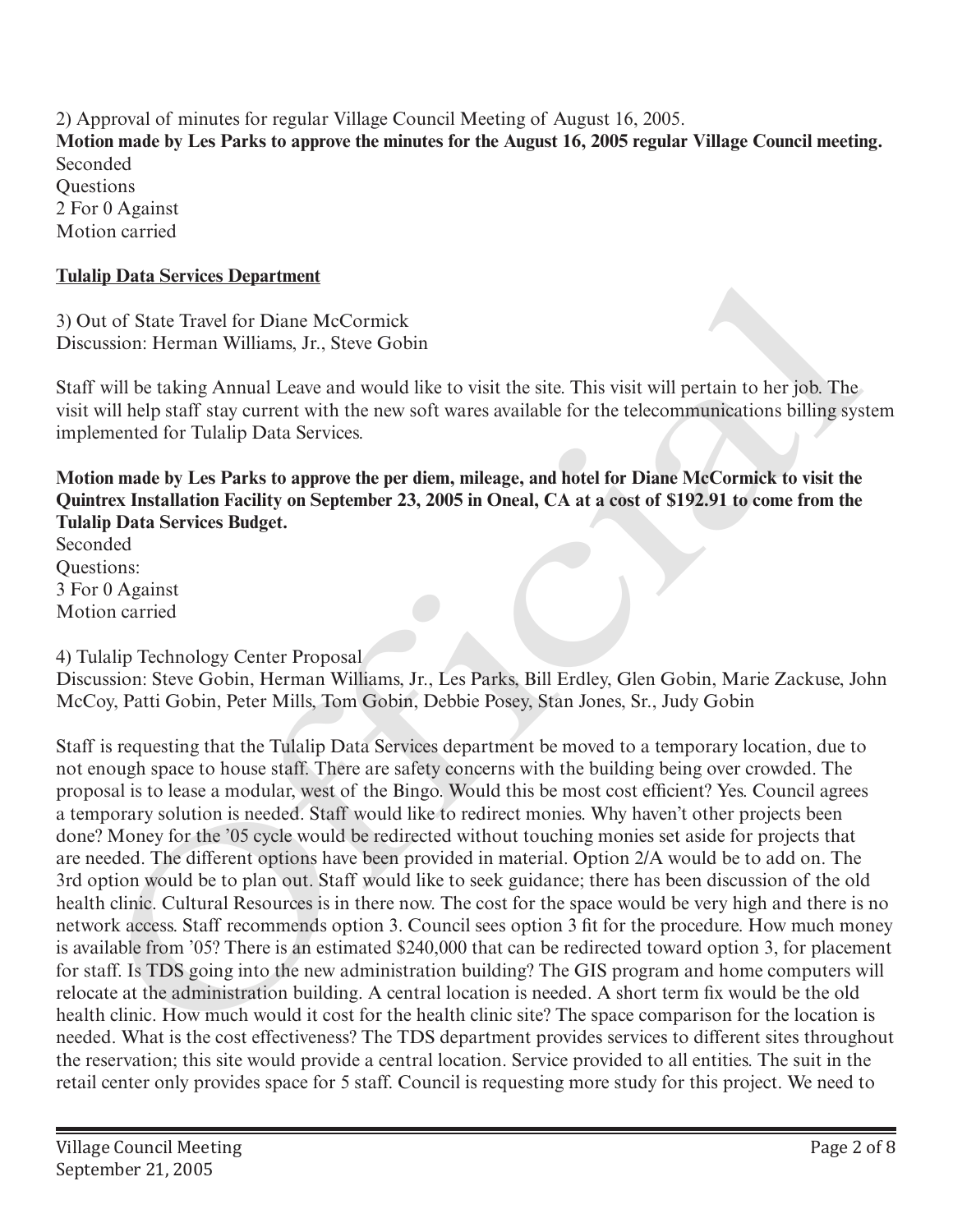2) Approval of minutes for regular Village Council Meeting of August 16, 2005.
**Motion made by Les Parks to approve the minutes for the August 16, 2005 regular Village Council meeting.**
Seconded
Questions
2 For 0 Against
Motion carried

**Tulalip Data Services Department**

3) Out of State Travel for Diane McCormick
Discussion: Herman Williams, Jr., Steve Gobin

Staff will be taking Annual Leave and would like to visit the site. This visit will pertain to her job. The visit will help staff stay current with the new soft wares available for the telecommunications billing system implemented for Tulalip Data Services.

**Motion made by Les Parks to approve the per diem, mileage, and hotel for Diane McCormick to visit the Quintrex Installation Facility on September 23, 2005 in Oneal, CA at a cost of $192.91 to come from the Tulalip Data Services Budget.**
Seconded
Questions:
3 For 0 Against
Motion carried

4) Tulalip Technology Center Proposal
Discussion: Steve Gobin, Herman Williams, Jr., Les Parks, Bill Erdley, Glen Gobin, Marie Zackuse, John McCoy, Patti Gobin, Peter Mills, Tom Gobin, Debbie Posey, Stan Jones, Sr., Judy Gobin

Staff is requesting that the Tulalip Data Services department be moved to a temporary location, due to not enough space to house staff. There are safety concerns with the building being over crowded. The proposal is to lease a modular, west of the Bingo. Would this be most cost efficient? Yes. Council agrees a temporary solution is needed. Staff would like to redirect monies. Why haven't other projects been done? Money for the '05 cycle would be redirected without touching monies set aside for projects that are needed. The different options have been provided in material. Option 2/A would be to add on. The 3rd option would be to plan out. Staff would like to seek guidance; there has been discussion of the old health clinic. Cultural Resources is in there now. The cost for the space would be very high and there is no network access. Staff recommends option 3. Council sees option 3 fit for the procedure. How much money is available from '05? There is an estimated $240,000 that can be redirected toward option 3, for placement for staff. Is TDS going into the new administration building? The GIS program and home computers will relocate at the administration building. A central location is needed. A short term fix would be the old health clinic. How much would it cost for the health clinic site? The space comparison for the location is needed. What is the cost effectiveness? The TDS department provides services to different sites throughout the reservation; this site would provide a central location. Service provided to all entities. The suit in the retail center only provides space for 5 staff. Council is requesting more study for this project. We need to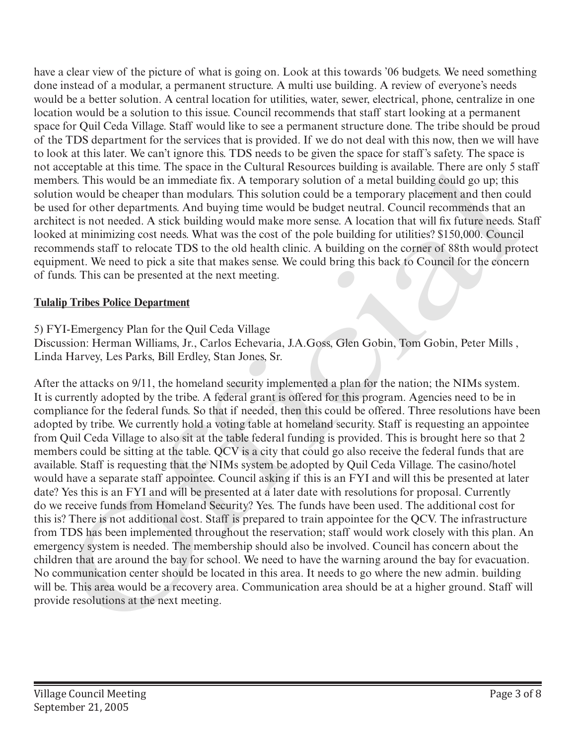have a clear view of the picture of what is going on. Look at this towards '06 budgets. We need something done instead of a modular, a permanent structure. A multi use building. A review of everyone's needs would be a better solution. A central location for utilities, water, sewer, electrical, phone, centralize in one location would be a solution to this issue. Council recommends that staff start looking at a permanent space for Quil Ceda Village. Staff would like to see a permanent structure done. The tribe should be proud of the TDS department for the services that is provided. If we do not deal with this now, then we will have to look at this later. We can't ignore this. TDS needs to be given the space for staff's safety. The space is not acceptable at this time. The space in the Cultural Resources building is available. There are only 5 staff members. This would be an immediate fix. A temporary solution of a metal building could go up; this solution would be cheaper than modulars. This solution could be a temporary placement and then could be used for other departments. And buying time would be budget neutral. Council recommends that an architect is not needed. A stick building would make more sense. A location that will fix future needs. Staff looked at minimizing cost needs. What was the cost of the pole building for utilities? $150,000. Council recommends staff to relocate TDS to the old health clinic. A building on the corner of 88th would protect equipment. We need to pick a site that makes sense. We could bring this back to Council for the concern of funds. This can be presented at the next meeting.

**Tulalip Tribes Police Department**

5) FYI-Emergency Plan for the Quil Ceda Village
Discussion: Herman Williams, Jr., Carlos Echevaria, J.A.Goss, Glen Gobin, Tom Gobin, Peter Mills , Linda Harvey, Les Parks, Bill Erdley, Stan Jones, Sr.

After the attacks on 9/11, the homeland security implemented a plan for the nation; the NIMs system. It is currently adopted by the tribe. A federal grant is offered for this program. Agencies need to be in compliance for the federal funds. So that if needed, then this could be offered. Three resolutions have been adopted by tribe. We currently hold a voting table at homeland security. Staff is requesting an appointee from Quil Ceda Village to also sit at the table federal funding is provided. This is brought here so that 2 members could be sitting at the table. QCV is a city that could go also receive the federal funds that are available. Staff is requesting that the NIMs system be adopted by Quil Ceda Village. The casino/hotel would have a separate staff appointee. Council asking if this is an FYI and will this be presented at later date? Yes this is an FYI and will be presented at a later date with resolutions for proposal. Currently do we receive funds from Homeland Security? Yes. The funds have been used. The additional cost for this is? There is not additional cost. Staff is prepared to train appointee for the QCV. The infrastructure from TDS has been implemented throughout the reservation; staff would work closely with this plan. An emergency system is needed. The membership should also be involved. Council has concern about the children that are around the bay for school. We need to have the warning around the bay for evacuation. No communication center should be located in this area. It needs to go where the new admin. building will be. This area would be a recovery area. Communication area should be at a higher ground. Staff will provide resolutions at the next meeting.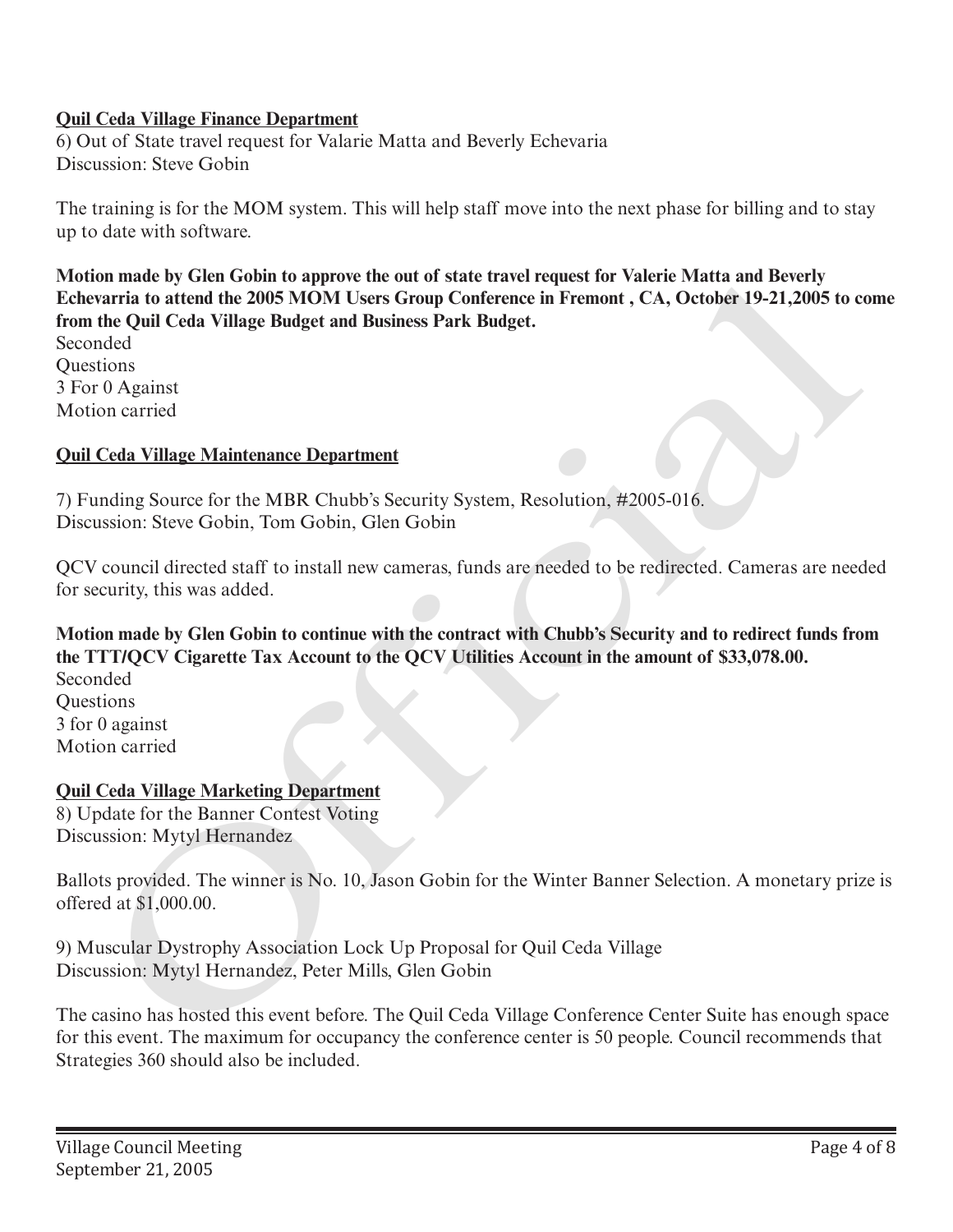**Quil Ceda Village Finance Department**

6) Out of State travel request for Valarie Matta and Beverly Echevaria
Discussion: Steve Gobin

The training is for the MOM system. This will help staff move into the next phase for billing and to stay up to date with software.

**Motion made by Glen Gobin to approve the out of state travel request for Valerie Matta and Beverly Echevarria to attend the 2005 MOM Users Group Conference in Fremont , CA, October 19-21,2005 to come from the Quil Ceda Village Budget and Business Park Budget.**
Seconded
Questions
3 For 0 Against
Motion carried

**Quil Ceda Village Maintenance Department**

7) Funding Source for the MBR Chubb's Security System, Resolution, #2005-016.
Discussion: Steve Gobin, Tom Gobin, Glen Gobin

QCV council directed staff to install new cameras, funds are needed to be redirected. Cameras are needed for security, this was added.

**Motion made by Glen Gobin to continue with the contract with Chubb's Security and to redirect funds from the TTT/QCV Cigarette Tax Account to the QCV Utilities Account in the amount of $33,078.00.**
Seconded
Questions
3 for 0 against
Motion carried

**Quil Ceda Village Marketing Department**

8) Update for the Banner Contest Voting
Discussion: Mytyl Hernandez

Ballots provided. The winner is No. 10, Jason Gobin for the Winter Banner Selection. A monetary prize is offered at $1,000.00.

9) Muscular Dystrophy Association Lock Up Proposal for Quil Ceda Village
Discussion: Mytyl Hernandez, Peter Mills, Glen Gobin

The casino has hosted this event before. The Quil Ceda Village Conference Center Suite has enough space for this event. The maximum for occupancy the conference center is 50 people. Council recommends that Strategies 360 should also be included.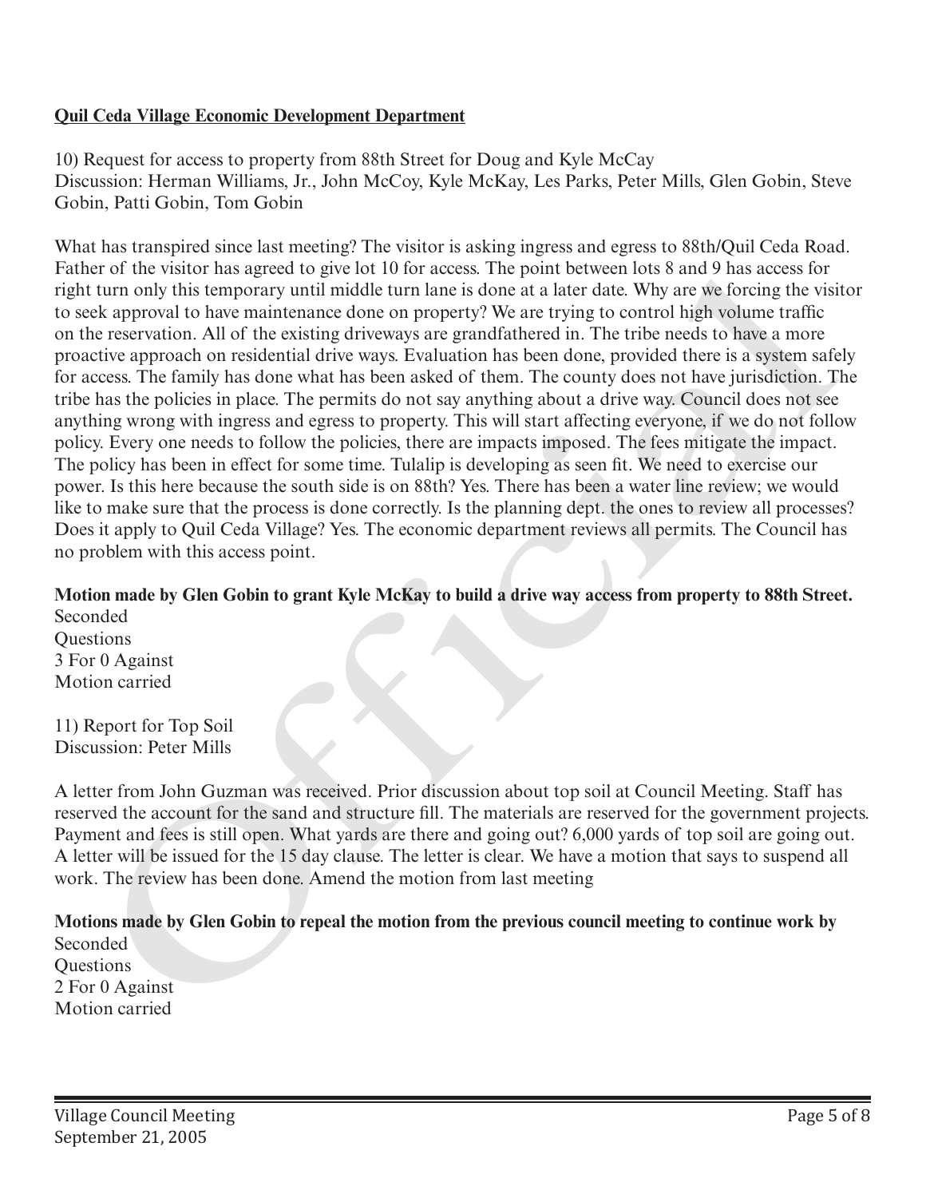**Quil Ceda Village Economic Development Department**

10) Request for access to property from 88th Street for Doug and Kyle McCay
Discussion: Herman Williams, Jr., John McCoy, Kyle McKay, Les Parks, Peter Mills, Glen Gobin, Steve Gobin, Patti Gobin, Tom Gobin

What has transpired since last meeting? The visitor is asking ingress and egress to 88th/Quil Ceda Road. Father of the visitor has agreed to give lot 10 for access. The point between lots 8 and 9 has access for right turn only this temporary until middle turn lane is done at a later date. Why are we forcing the visitor to seek approval to have maintenance done on property? We are trying to control high volume traffic on the reservation. All of the existing driveways are grandfathered in. The tribe needs to have a more proactive approach on residential drive ways. Evaluation has been done, provided there is a system safely for access. The family has done what has been asked of them. The county does not have jurisdiction. The tribe has the policies in place. The permits do not say anything about a drive way. Council does not see anything wrong with ingress and egress to property. This will start affecting everyone, if we do not follow policy. Every one needs to follow the policies, there are impacts imposed. The fees mitigate the impact. The policy has been in effect for some time. Tulalip is developing as seen fit. We need to exercise our power. Is this here because the south side is on 88th? Yes. There has been a water line review; we would like to make sure that the process is done correctly. Is the planning dept. the ones to review all processes? Does it apply to Quil Ceda Village? Yes. The economic department reviews all permits. The Council has no problem with this access point.

**Motion made by Glen Gobin to grant Kyle McKay to build a drive way access from property to 88th Street.**
Seconded
Questions
3 For 0 Against
Motion carried

11) Report for Top Soil
Discussion: Peter Mills

A letter from John Guzman was received. Prior discussion about top soil at Council Meeting. Staff has reserved the account for the sand and structure fill. The materials are reserved for the government projects. Payment and fees is still open. What yards are there and going out? 6,000 yards of top soil are going out. A letter will be issued for the 15 day clause. The letter is clear. We have a motion that says to suspend all work. The review has been done. Amend the motion from last meeting

**Motions made by Glen Gobin to repeal the motion from the previous council meeting to continue work by**
Seconded
Questions
2 For 0 Against
Motion carried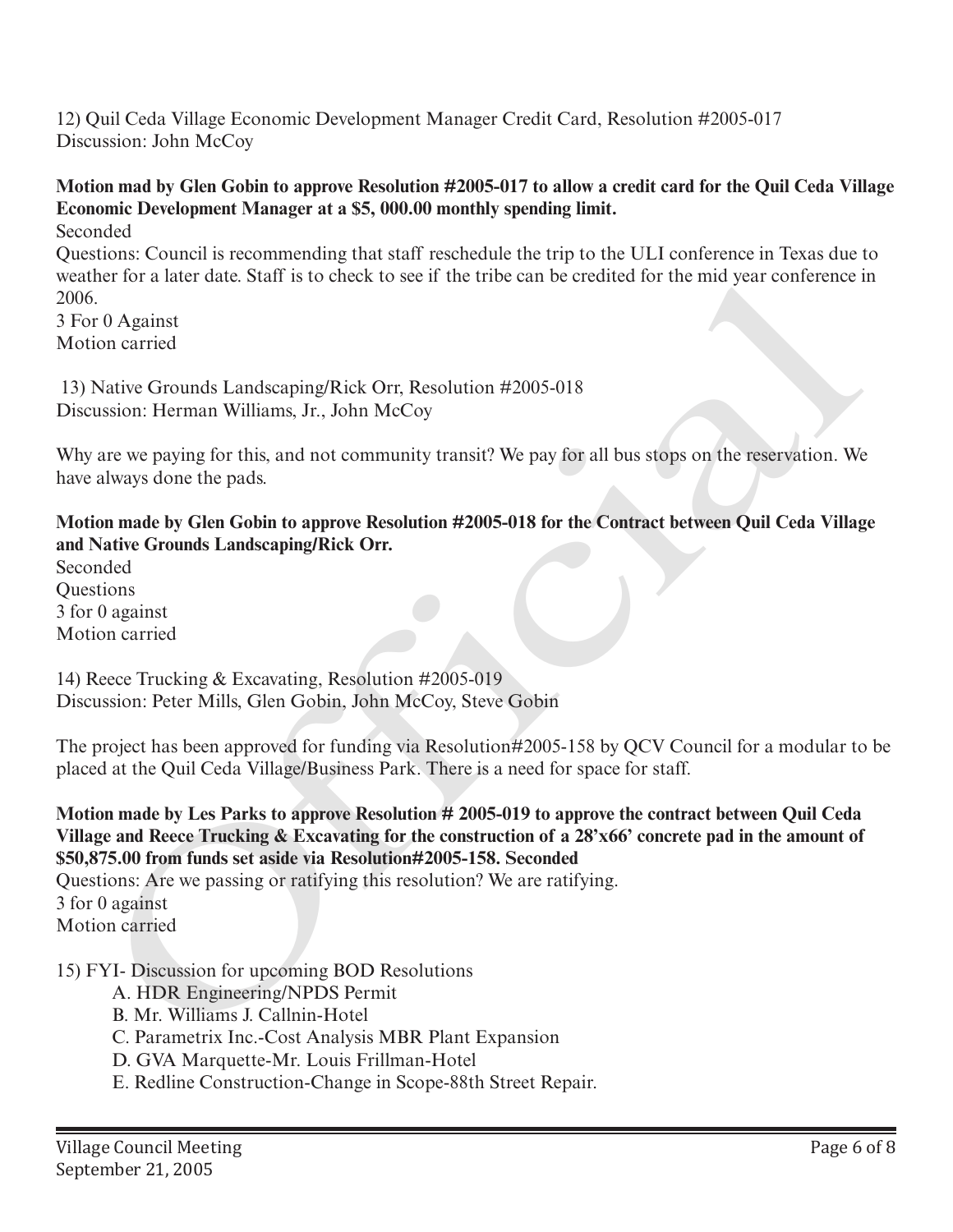12) Quil Ceda Village Economic Development Manager Credit Card, Resolution #2005-017
Discussion: John McCoy

**Motion mad by Glen Gobin to approve Resolution #2005-017 to allow a credit card for the Quil Ceda Village Economic Development Manager at a $5, 000.00 monthly spending limit.**
Seconded
Questions: Council is recommending that staff reschedule the trip to the ULI conference in Texas due to weather for a later date. Staff is to check to see if the tribe can be credited for the mid year conference in 2006.
3 For 0 Against
Motion carried

13) Native Grounds Landscaping/Rick Orr, Resolution #2005-018
Discussion: Herman Williams, Jr., John McCoy

Why are we paying for this, and not community transit? We pay for all bus stops on the reservation. We have always done the pads.

**Motion made by Glen Gobin to approve Resolution #2005-018 for the Contract between Quil Ceda Village and Native Grounds Landscaping/Rick Orr.**
Seconded
Questions
3 for 0 against
Motion carried

14) Reece Trucking & Excavating, Resolution #2005-019
Discussion: Peter Mills, Glen Gobin, John McCoy, Steve Gobin

The project has been approved for funding via Resolution#2005-158 by QCV Council for a modular to be placed at the Quil Ceda Village/Business Park. There is a need for space for staff.

**Motion made by Les Parks to approve Resolution # 2005-019 to approve the contract between Quil Ceda Village and Reece Trucking & Excavating for the construction of a 28'x66' concrete pad in the amount of $50,875.00 from funds set aside via Resolution#2005-158. Seconded**
Questions: Are we passing or ratifying this resolution? We are ratifying.
3 for 0 against
Motion carried

15) FYI- Discussion for upcoming BOD Resolutions
   A. HDR Engineering/NPDS Permit
   B. Mr. Williams J. Callnin-Hotel
   C. Parametrix Inc.-Cost Analysis MBR Plant Expansion
   D. GVA Marquette-Mr. Louis Frillman-Hotel
   E. Redline Construction-Change in Scope-88th Street Repair.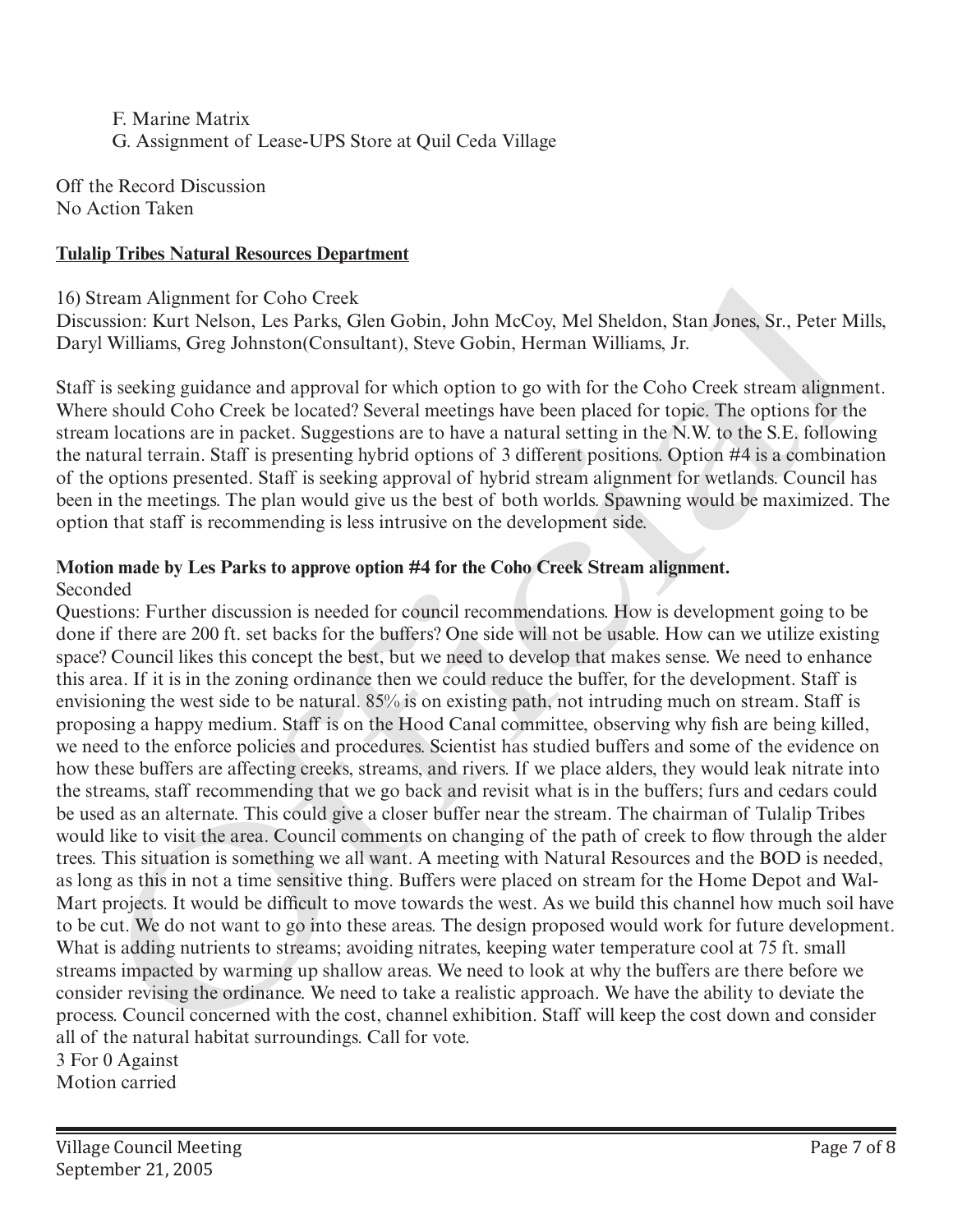F. Marine Matrix
G. Assignment of Lease-UPS Store at Quil Ceda Village

Off the Record Discussion
No Action Taken

**Tulalip Tribes Natural Resources Department**

16) Stream Alignment for Coho Creek
Discussion: Kurt Nelson, Les Parks, Glen Gobin, John McCoy, Mel Sheldon, Stan Jones, Sr., Peter Mills, Daryl Williams, Greg Johnston(Consultant), Steve Gobin, Herman Williams, Jr.

Staff is seeking guidance and approval for which option to go with for the Coho Creek stream alignment. Where should Coho Creek be located? Several meetings have been placed for topic. The options for the stream locations are in packet. Suggestions are to have a natural setting in the N.W. to the S.E. following the natural terrain. Staff is presenting hybrid options of 3 different positions. Option #4 is a combination of the options presented. Staff is seeking approval of hybrid stream alignment for wetlands. Council has been in the meetings. The plan would give us the best of both worlds. Spawning would be maximized. The option that staff is recommending is less intrusive on the development side.

**Motion made by Les Parks to approve option #4 for the Coho Creek Stream alignment.**
Seconded
Questions: Further discussion is needed for council recommendations. How is development going to be done if there are 200 ft. set backs for the buffers? One side will not be usable. How can we utilize existing space? Council likes this concept the best, but we need to develop that makes sense. We need to enhance this area. If it is in the zoning ordinance then we could reduce the buffer, for the development. Staff is envisioning the west side to be natural. 85% is on existing path, not intruding much on stream. Staff is proposing a happy medium. Staff is on the Hood Canal committee, observing why fish are being killed, we need to the enforce policies and procedures. Scientist has studied buffers and some of the evidence on how these buffers are affecting creeks, streams, and rivers. If we place alders, they would leak nitrate into the streams, staff recommending that we go back and revisit what is in the buffers; furs and cedars could be used as an alternate. This could give a closer buffer near the stream. The chairman of Tulalip Tribes would like to visit the area. Council comments on changing of the path of creek to flow through the alder trees. This situation is something we all want. A meeting with Natural Resources and the BOD is needed, as long as this in not a time sensitive thing. Buffers were placed on stream for the Home Depot and Wal-Mart projects. It would be difficult to move towards the west. As we build this channel how much soil have to be cut. We do not want to go into these areas. The design proposed would work for future development. What is adding nutrients to streams; avoiding nitrates, keeping water temperature cool at 75 ft. small streams impacted by warming up shallow areas. We need to look at why the buffers are there before we consider revising the ordinance. We need to take a realistic approach. We have the ability to deviate the process. Council concerned with the cost, channel exhibition. Staff will keep the cost down and consider all of the natural habitat surroundings. Call for vote.
3 For 0 Against
Motion carried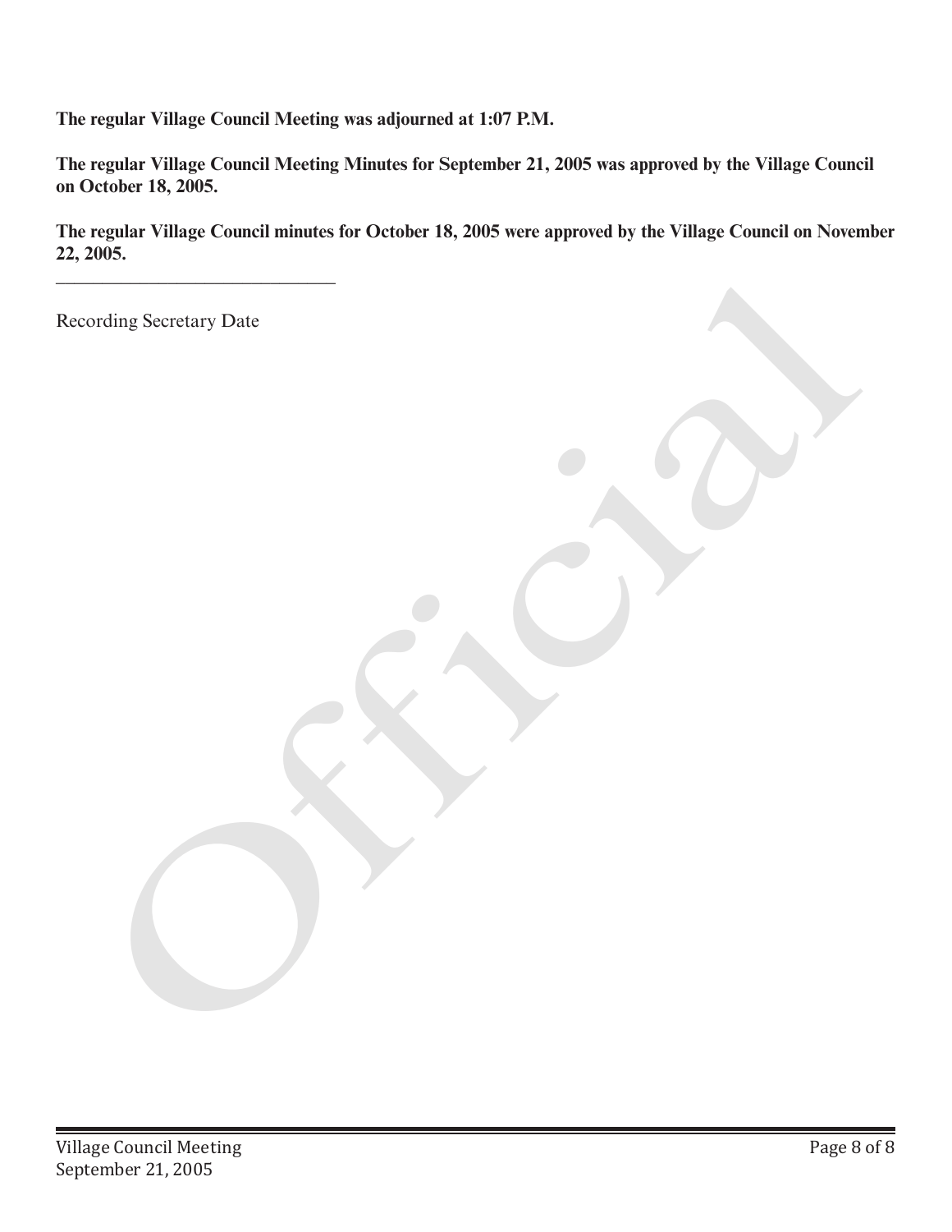**The regular Village Council Meeting was adjourned at 1:07 P.M.**

**The regular Village Council Meeting Minutes for September 21, 2005 was approved by the Village Council on October 18, 2005.**

**The regular Village Council minutes for October 18, 2005 were approved by the Village Council on November 22, 2005.**

______________________________

Recording Secretary Date